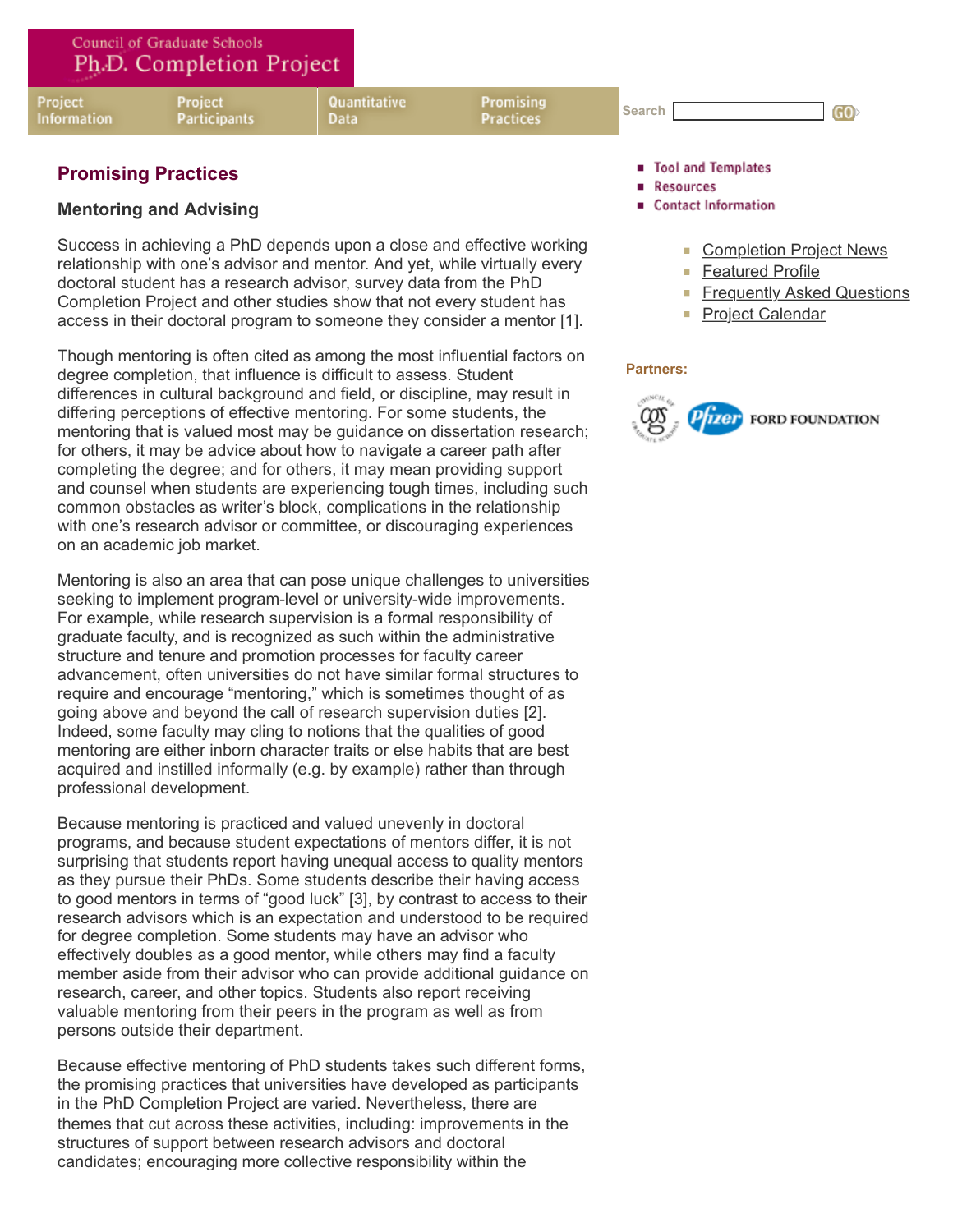Council of Graduate Schools
Ph.D. Completion Project

Project Information | Project Participants | Quantitative Data | Promising Practices

Search GO

## Promising Practices

### Mentoring and Advising

Success in achieving a PhD depends upon a close and effective working relationship with one's advisor and mentor. And yet, while virtually every doctoral student has a research advisor, survey data from the PhD Completion Project and other studies show that not every student has access in their doctoral program to someone they consider a mentor [1].

Though mentoring is often cited as among the most influential factors on degree completion, that influence is difficult to assess. Student differences in cultural background and field, or discipline, may result in differing perceptions of effective mentoring. For some students, the mentoring that is valued most may be guidance on dissertation research; for others, it may be advice about how to navigate a career path after completing the degree; and for others, it may mean providing support and counsel when students are experiencing tough times, including such common obstacles as writer's block, complications in the relationship with one's research advisor or committee, or discouraging experiences on an academic job market.

Mentoring is also an area that can pose unique challenges to universities seeking to implement program-level or university-wide improvements. For example, while research supervision is a formal responsibility of graduate faculty, and is recognized as such within the administrative structure and tenure and promotion processes for faculty career advancement, often universities do not have similar formal structures to require and encourage "mentoring," which is sometimes thought of as going above and beyond the call of research supervision duties [2]. Indeed, some faculty may cling to notions that the qualities of good mentoring are either inborn character traits or else habits that are best acquired and instilled informally (e.g. by example) rather than through professional development.

Because mentoring is practiced and valued unevenly in doctoral programs, and because student expectations of mentors differ, it is not surprising that students report having unequal access to quality mentors as they pursue their PhDs. Some students describe their having access to good mentors in terms of "good luck" [3], by contrast to access to their research advisors which is an expectation and understood to be required for degree completion. Some students may have an advisor who effectively doubles as a good mentor, while others may find a faculty member aside from their advisor who can provide additional guidance on research, career, and other topics. Students also report receiving valuable mentoring from their peers in the program as well as from persons outside their department.

Because effective mentoring of PhD students takes such different forms, the promising practices that universities have developed as participants in the PhD Completion Project are varied. Nevertheless, there are themes that cut across these activities, including: improvements in the structures of support between research advisors and doctoral candidates; encouraging more collective responsibility within the

- Tool and Templates
- Resources
- Contact Information

- Completion Project News
- Featured Profile
- Frequently Asked Questions
- Project Calendar

**Partners:**

FORD FOUNDATION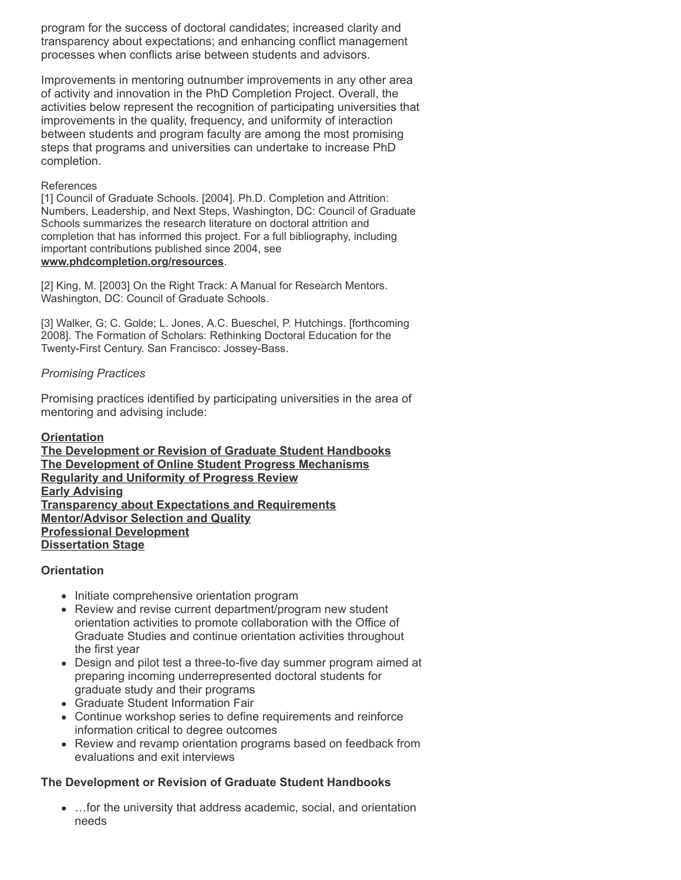program for the success of doctoral candidates; increased clarity and transparency about expectations; and enhancing conflict management processes when conflicts arise between students and advisors.

Improvements in mentoring outnumber improvements in any other area of activity and innovation in the PhD Completion Project. Overall, the activities below represent the recognition of participating universities that improvements in the quality, frequency, and uniformity of interaction between students and program faculty are among the most promising steps that programs and universities can undertake to increase PhD completion.

References

[1] Council of Graduate Schools. [2004]. Ph.D. Completion and Attrition: Numbers, Leadership, and Next Steps, Washington, DC: Council of Graduate Schools summarizes the research literature on doctoral attrition and completion that has informed this project. For a full bibliography, including important contributions published since 2004, see **www.phdcompletion.org/resources**.

[2] King, M. [2003] On the Right Track: A Manual for Research Mentors. Washington, DC: Council of Graduate Schools.

[3] Walker, G; C. Golde; L. Jones, A.C. Bueschel, P. Hutchings. [forthcoming 2008]. The Formation of Scholars: Rethinking Doctoral Education for the Twenty-First Century. San Francisco: Jossey-Bass.

*Promising Practices*

Promising practices identified by participating universities in the area of mentoring and advising include:

**Orientation**
**The Development or Revision of Graduate Student Handbooks**
**The Development of Online Student Progress Mechanisms**
**Regularity and Uniformity of Progress Review**
**Early Advising**
**Transparency about Expectations and Requirements**
**Mentor/Advisor Selection and Quality**
**Professional Development**
**Dissertation Stage**

**Orientation**

- Initiate comprehensive orientation program
- Review and revise current department/program new student orientation activities to promote collaboration with the Office of Graduate Studies and continue orientation activities throughout the first year
- Design and pilot test a three-to-five day summer program aimed at preparing incoming underrepresented doctoral students for graduate study and their programs
- Graduate Student Information Fair
- Continue workshop series to define requirements and reinforce information critical to degree outcomes
- Review and revamp orientation programs based on feedback from evaluations and exit interviews

**The Development or Revision of Graduate Student Handbooks**

- …for the university that address academic, social, and orientation needs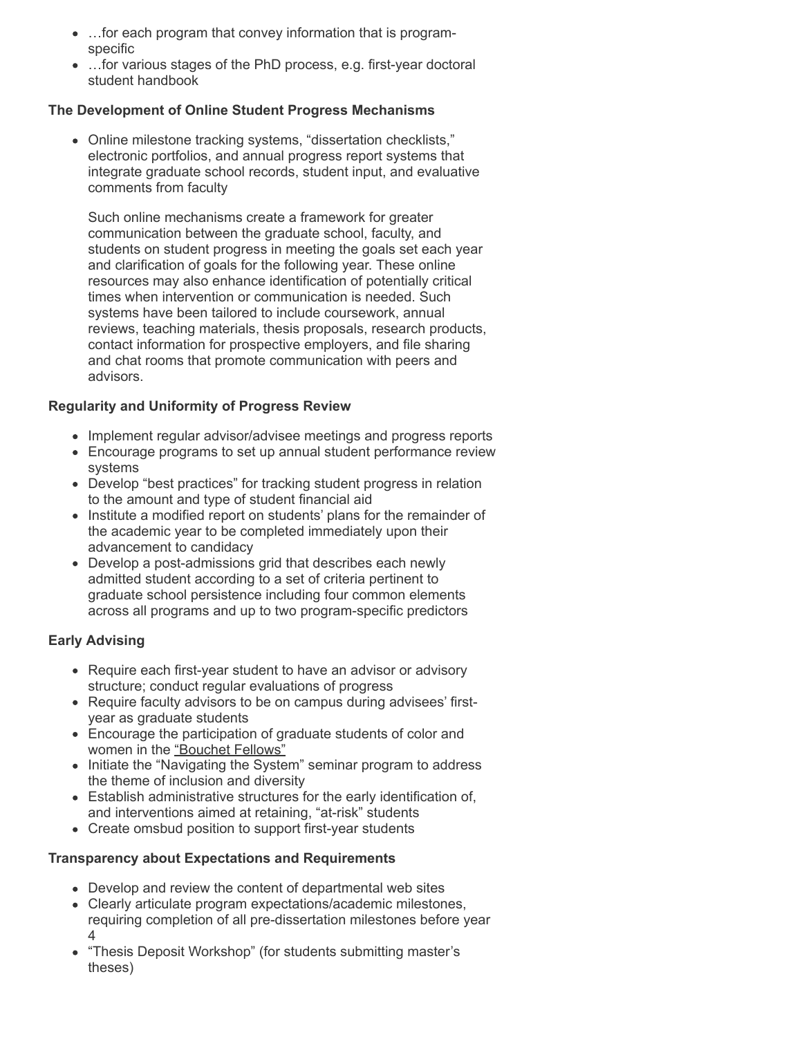- …for each program that convey information that is program-specific
- …for various stages of the PhD process, e.g. first-year doctoral student handbook

**The Development of Online Student Progress Mechanisms**

- Online milestone tracking systems, "dissertation checklists," electronic portfolios, and annual progress report systems that integrate graduate school records, student input, and evaluative comments from faculty

  Such online mechanisms create a framework for greater communication between the graduate school, faculty, and students on student progress in meeting the goals set each year and clarification of goals for the following year. These online resources may also enhance identification of potentially critical times when intervention or communication is needed. Such systems have been tailored to include coursework, annual reviews, teaching materials, thesis proposals, research products, contact information for prospective employers, and file sharing and chat rooms that promote communication with peers and advisors.

**Regularity and Uniformity of Progress Review**

- Implement regular advisor/advisee meetings and progress reports
- Encourage programs to set up annual student performance review systems
- Develop "best practices" for tracking student progress in relation to the amount and type of student financial aid
- Institute a modified report on students' plans for the remainder of the academic year to be completed immediately upon their advancement to candidacy
- Develop a post-admissions grid that describes each newly admitted student according to a set of criteria pertinent to graduate school persistence including four common elements across all programs and up to two program-specific predictors

**Early Advising**

- Require each first-year student to have an advisor or advisory structure; conduct regular evaluations of progress
- Require faculty advisors to be on campus during advisees' first-year as graduate students
- Encourage the participation of graduate students of color and women in the "Bouchet Fellows"
- Initiate the "Navigating the System" seminar program to address the theme of inclusion and diversity
- Establish administrative structures for the early identification of, and interventions aimed at retaining, "at-risk" students
- Create omsbud position to support first-year students

**Transparency about Expectations and Requirements**

- Develop and review the content of departmental web sites
- Clearly articulate program expectations/academic milestones, requiring completion of all pre-dissertation milestones before year 4
- "Thesis Deposit Workshop" (for students submitting master's theses)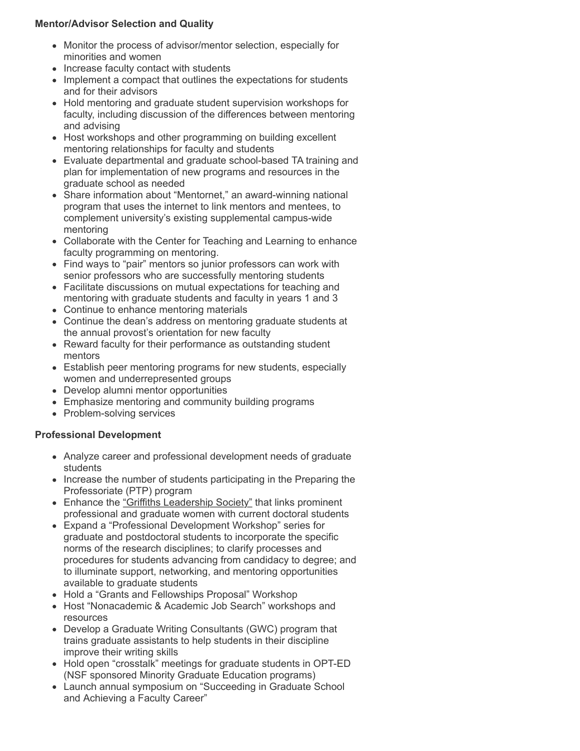**Mentor/Advisor Selection and Quality**

- Monitor the process of advisor/mentor selection, especially for minorities and women
- Increase faculty contact with students
- Implement a compact that outlines the expectations for students and for their advisors
- Hold mentoring and graduate student supervision workshops for faculty, including discussion of the differences between mentoring and advising
- Host workshops and other programming on building excellent mentoring relationships for faculty and students
- Evaluate departmental and graduate school-based TA training and plan for implementation of new programs and resources in the graduate school as needed
- Share information about "Mentornet," an award-winning national program that uses the internet to link mentors and mentees, to complement university's existing supplemental campus-wide mentoring
- Collaborate with the Center for Teaching and Learning to enhance faculty programming on mentoring.
- Find ways to "pair" mentors so junior professors can work with senior professors who are successfully mentoring students
- Facilitate discussions on mutual expectations for teaching and mentoring with graduate students and faculty in years 1 and 3
- Continue to enhance mentoring materials
- Continue the dean's address on mentoring graduate students at the annual provost's orientation for new faculty
- Reward faculty for their performance as outstanding student mentors
- Establish peer mentoring programs for new students, especially women and underrepresented groups
- Develop alumni mentor opportunities
- Emphasize mentoring and community building programs
- Problem-solving services

**Professional Development**

- Analyze career and professional development needs of graduate students
- Increase the number of students participating in the Preparing the Professoriate (PTP) program
- Enhance the "Griffiths Leadership Society" that links prominent professional and graduate women with current doctoral students
- Expand a "Professional Development Workshop" series for graduate and postdoctoral students to incorporate the specific norms of the research disciplines; to clarify processes and procedures for students advancing from candidacy to degree; and to illuminate support, networking, and mentoring opportunities available to graduate students
- Hold a "Grants and Fellowships Proposal" Workshop
- Host "Nonacademic & Academic Job Search" workshops and resources
- Develop a Graduate Writing Consultants (GWC) program that trains graduate assistants to help students in their discipline improve their writing skills
- Hold open "crosstalk" meetings for graduate students in OPT-ED (NSF sponsored Minority Graduate Education programs)
- Launch annual symposium on "Succeeding in Graduate School and Achieving a Faculty Career"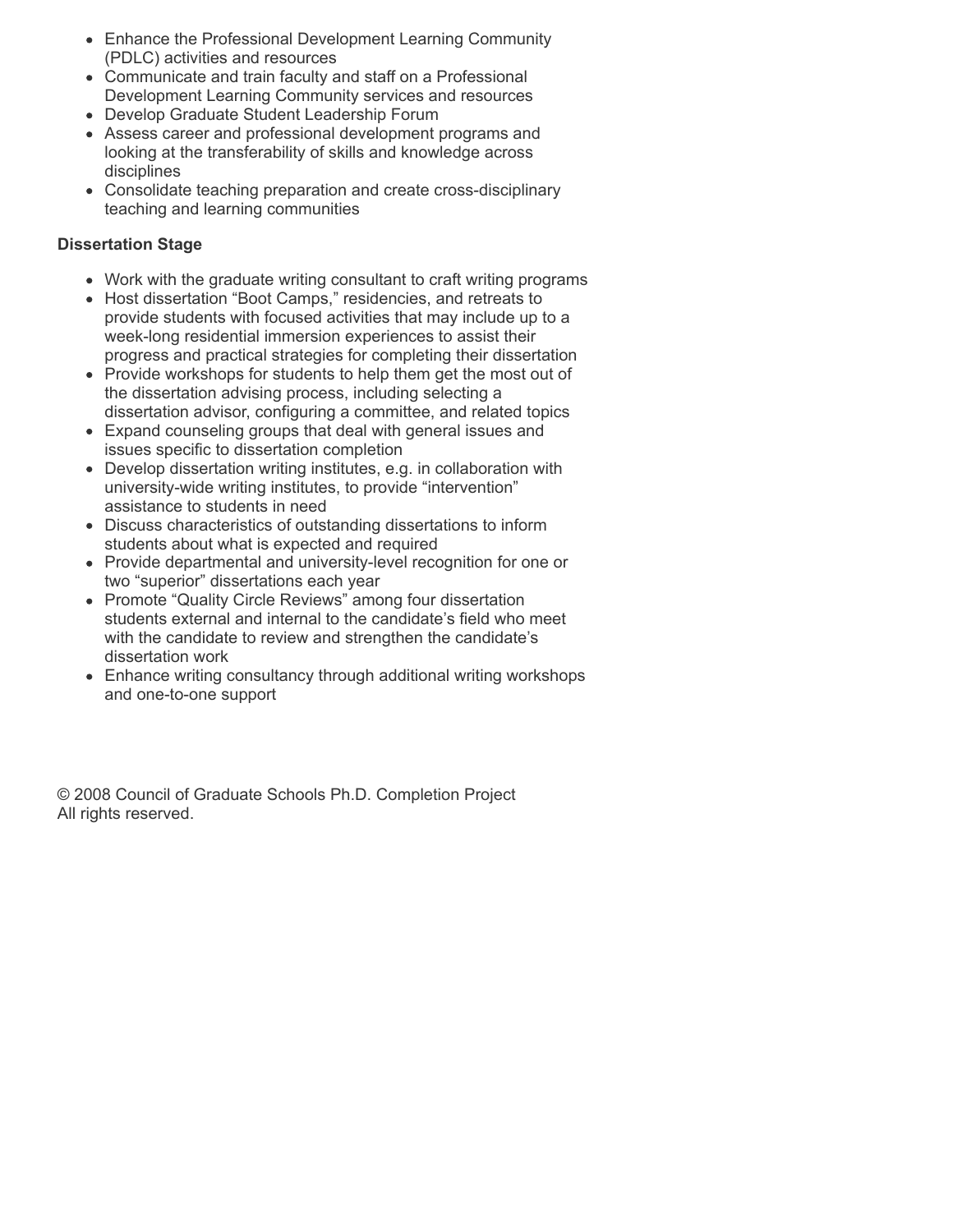- Enhance the Professional Development Learning Community (PDLC) activities and resources
- Communicate and train faculty and staff on a Professional Development Learning Community services and resources
- Develop Graduate Student Leadership Forum
- Assess career and professional development programs and looking at the transferability of skills and knowledge across disciplines
- Consolidate teaching preparation and create cross-disciplinary teaching and learning communities

**Dissertation Stage**

- Work with the graduate writing consultant to craft writing programs
- Host dissertation “Boot Camps,” residencies, and retreats to provide students with focused activities that may include up to a week-long residential immersion experiences to assist their progress and practical strategies for completing their dissertation
- Provide workshops for students to help them get the most out of the dissertation advising process, including selecting a dissertation advisor, configuring a committee, and related topics
- Expand counseling groups that deal with general issues and issues specific to dissertation completion
- Develop dissertation writing institutes, e.g. in collaboration with university-wide writing institutes, to provide “intervention” assistance to students in need
- Discuss characteristics of outstanding dissertations to inform students about what is expected and required
- Provide departmental and university-level recognition for one or two “superior” dissertations each year
- Promote “Quality Circle Reviews” among four dissertation students external and internal to the candidate’s field who meet with the candidate to review and strengthen the candidate’s dissertation work
- Enhance writing consultancy through additional writing workshops and one-to-one support

© 2008 Council of Graduate Schools Ph.D. Completion Project
All rights reserved.